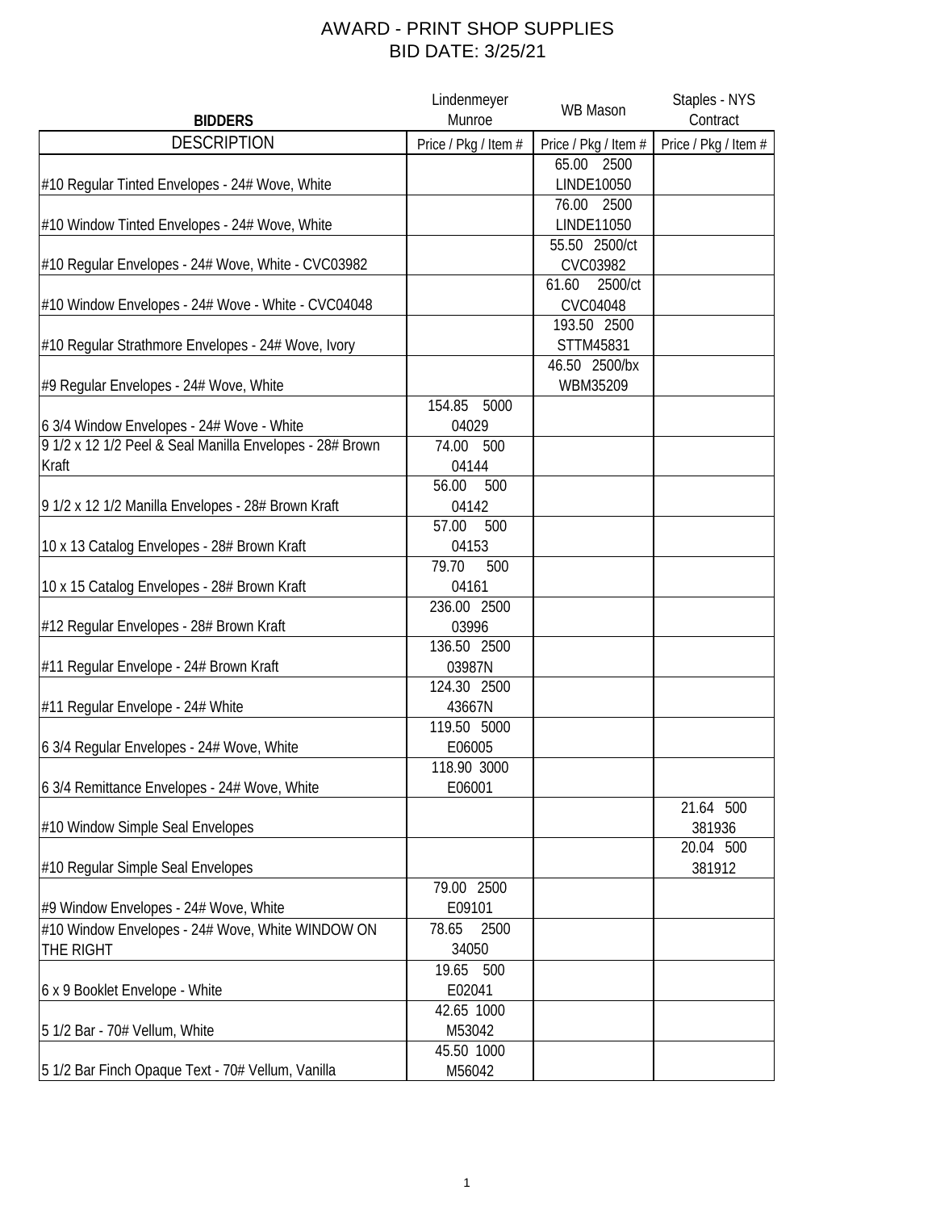# AWARD - PRINT SHOP SUPPLIES
## BID DATE: 3/25/21

| BIDDERS | Lindenmeyer Munroe | WB Mason | Staples - NYS Contract |
|---|---|---|---|
| DESCRIPTION | Price / Pkg / Item # | Price / Pkg / Item # | Price / Pkg / Item # |
| #10 Regular Tinted Envelopes - 24# Wove, White | | 65.00 2500 LINDE10050 | |
| #10 Window Tinted Envelopes - 24# Wove, White | | 76.00 2500 LINDE11050 | |
| #10 Regular Envelopes - 24# Wove, White - CVC03982 | | 55.50 2500/ct CVC03982 | |
| #10 Window Envelopes - 24# Wove - White - CVC04048 | | 61.60 2500/ct CVC04048 | |
| #10 Regular Strathmore Envelopes - 24# Wove, Ivory | | 193.50 2500 STTM45831 | |
| #9 Regular Envelopes - 24# Wove, White | | 46.50 2500/bx WBM35209 | |
| 6 3/4 Window Envelopes - 24# Wove - White | 154.85 5000 04029 | | |
| 9 1/2 x 12 1/2 Peel & Seal Manilla Envelopes - 28# Brown Kraft | 74.00 500 04144 | | |
| 9 1/2 x 12 1/2 Manilla Envelopes - 28# Brown Kraft | 56.00 500 04142 | | |
| 10 x 13 Catalog Envelopes - 28# Brown Kraft | 57.00 500 04153 | | |
| 10 x 15 Catalog Envelopes - 28# Brown Kraft | 79.70 500 04161 | | |
| #12 Regular Envelopes - 28# Brown Kraft | 236.00 2500 03996 | | |
| #11 Regular Envelope - 24# Brown Kraft | 136.50 2500 03987N | | |
| #11 Regular Envelope - 24# White | 124.30 2500 43667N | | |
| 6 3/4 Regular Envelopes - 24# Wove, White | 119.50 5000 E06005 | | |
| 6 3/4 Remittance Envelopes - 24# Wove, White | 118.90 3000 E06001 | | |
| #10 Window Simple Seal Envelopes | | | 21.64 500 381936 |
| #10 Regular Simple Seal Envelopes | | | 20.04 500 381912 |
| #9 Window Envelopes - 24# Wove, White | 79.00 2500 E09101 | | |
| #10 Window Envelopes - 24# Wove, White WINDOW ON THE RIGHT | 78.65 2500 34050 | | |
| 6 x 9 Booklet Envelope - White | 19.65 500 E02041 | | |
| 5 1/2 Bar - 70# Vellum, White | 42.65 1000 M53042 | | |
| 5 1/2 Bar Finch Opaque Text - 70# Vellum, Vanilla | 45.50 1000 M56042 | | |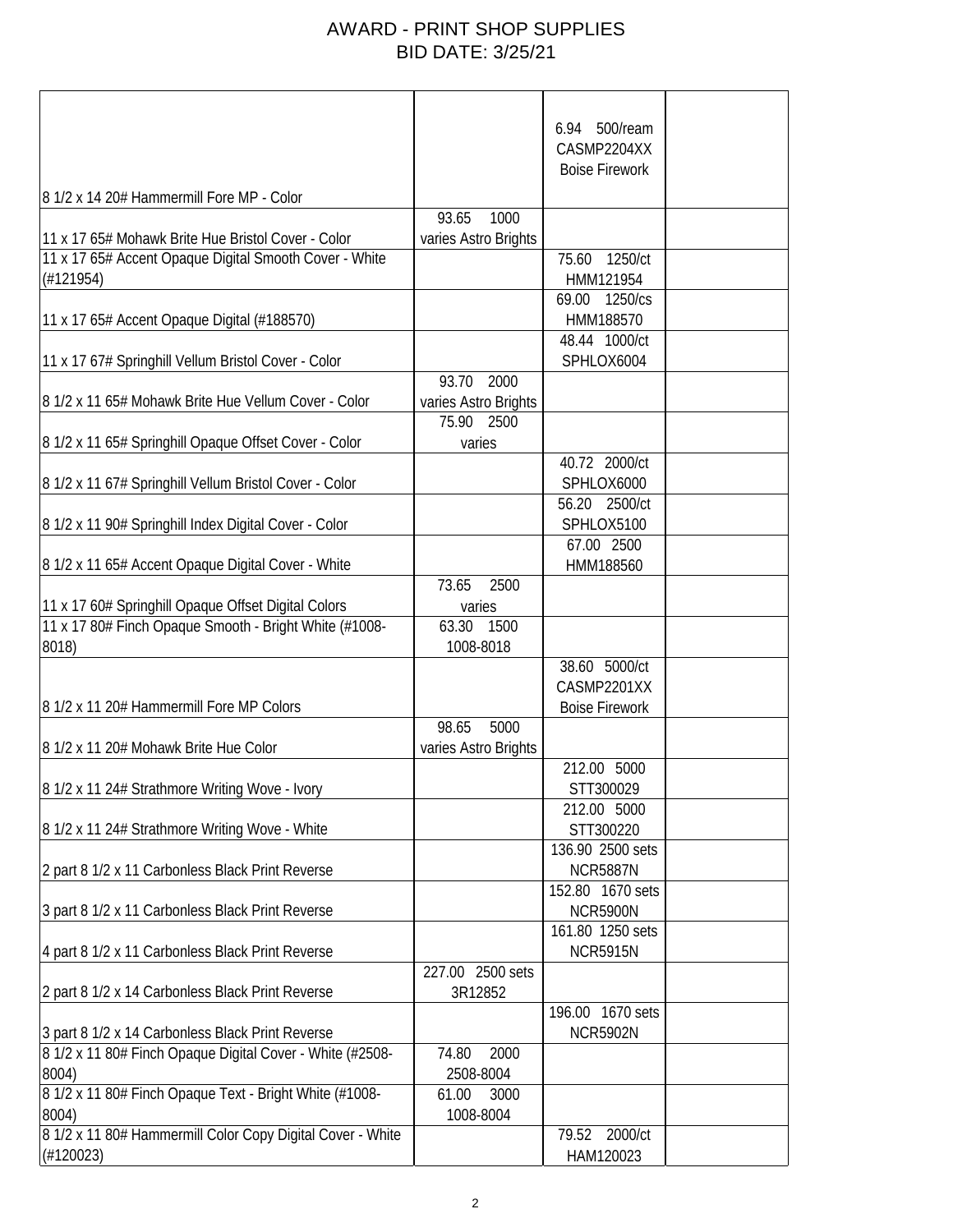# AWARD - PRINT SHOP SUPPLIES
## BID DATE: 3/25/21

| | | | |
|---|---|---|---|
| 8 1/2 x 14 20# Hammermill Fore MP - Color | | 6.94 500/ream CASMP2204XX Boise Firework | |
| 11 x 17 65# Mohawk Brite Hue Bristol Cover - Color | 93.65 1000 varies Astro Brights | | |
| 11 x 17 65# Accent Opaque Digital Smooth Cover - White (#121954) | | 75.60 1250/ct HMM121954 | |
| 11 x 17 65# Accent Opaque Digital (#188570) | | 69.00 1250/cs HMM188570 | |
| 11 x 17 67# Springhill Vellum Bristol Cover - Color | | 48.44 1000/ct SPHLOX6004 | |
| 8 1/2 x 11 65# Mohawk Brite Hue Vellum Cover - Color | 93.70 2000 varies Astro Brights | | |
| 8 1/2 x 11 65# Springhill Opaque Offset Cover - Color | 75.90 2500 varies | | |
| 8 1/2 x 11 67# Springhill Vellum Bristol Cover - Color | | 40.72 2000/ct SPHLOX6000 | |
| 8 1/2 x 11 90# Springhill Index Digital Cover - Color | | 56.20 2500/ct SPHLOX5100 | |
| 8 1/2 x 11 65# Accent Opaque Digital Cover - White | | 67.00 2500 HMM188560 | |
| 11 x 17 60# Springhill Opaque Offset Digital Colors | 73.65 2500 varies | | |
| 11 x 17 80# Finch Opaque Smooth - Bright White (#1008-8018) | 63.30 1500 1008-8018 | | |
| 8 1/2 x 11 20# Hammermill Fore MP Colors | | 38.60 5000/ct CASMP2201XX Boise Firework | |
| 8 1/2 x 11 20# Mohawk Brite Hue Color | 98.65 5000 varies Astro Brights | | |
| 8 1/2 x 11 24# Strathmore Writing Wove - Ivory | | 212.00 5000 STT300029 | |
| 8 1/2 x 11 24# Strathmore Writing Wove - White | | 212.00 5000 STT300220 | |
| 2 part 8 1/2 x 11 Carbonless Black Print Reverse | | 136.90 2500 sets NCR5887N | |
| 3 part 8 1/2 x 11 Carbonless Black Print Reverse | | 152.80 1670 sets NCR5900N | |
| 4 part 8 1/2 x 11 Carbonless Black Print Reverse | | 161.80 1250 sets NCR5915N | |
| 2 part 8 1/2 x 14 Carbonless Black Print Reverse | 227.00 2500 sets 3R12852 | | |
| 3 part 8 1/2 x 14 Carbonless Black Print Reverse | | 196.00 1670 sets NCR5902N | |
| 8 1/2 x 11 80# Finch Opaque Digital Cover - White (#2508-8004) | 74.80 2000 2508-8004 | | |
| 8 1/2 x 11 80# Finch Opaque Text - Bright White (#1008-8004) | 61.00 3000 1008-8004 | | |
| 8 1/2 x 11 80# Hammermill Color Copy Digital Cover - White (#120023) | | 79.52 2000/ct HAM120023 | |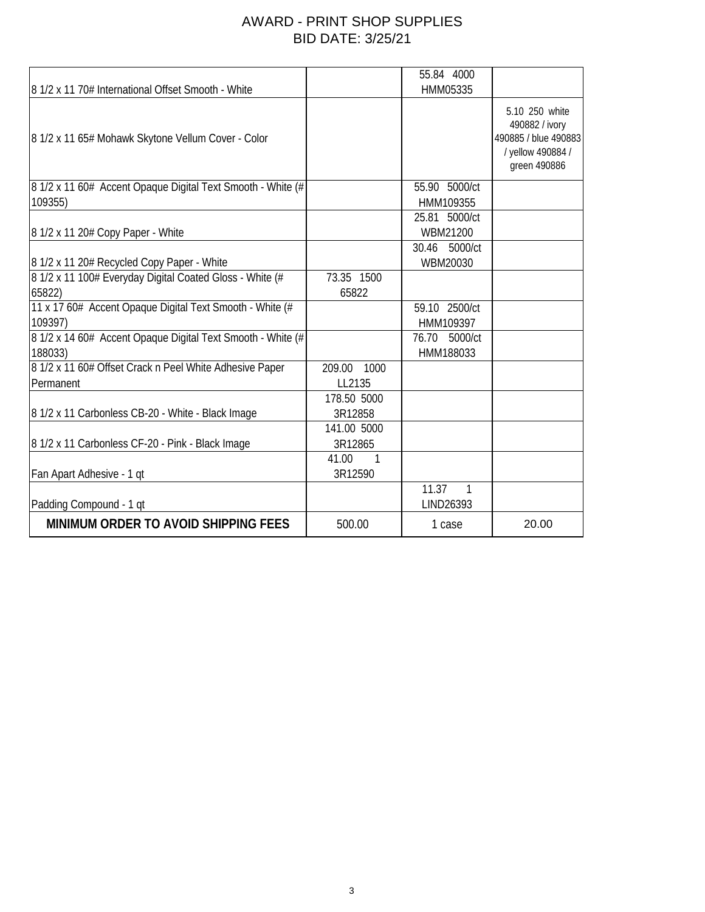# AWARD - PRINT SHOP SUPPLIES
## BID DATE: 3/25/21

| | | | |
|---|---|---|---|
| 8 1/2 x 11 70# International Offset Smooth - White | | 55.84 4000 HMM05335 | |
| 8 1/2 x 11 65# Mohawk Skytone Vellum Cover - Color | | | 5.10 250 white 490882 / ivory 490885 / blue 490883 / yellow 490884 / green 490886 |
| 8 1/2 x 11 60# Accent Opaque Digital Text Smooth - White (# 109355) | | 55.90 5000/ct HMM109355 | |
| 8 1/2 x 11 20# Copy Paper - White | | 25.81 5000/ct WBM21200 | |
| 8 1/2 x 11 20# Recycled Copy Paper - White | | 30.46 5000/ct WBM20030 | |
| 8 1/2 x 11 100# Everyday Digital Coated Gloss - White (# 65822) | 73.35 1500 65822 | | |
| 11 x 17 60# Accent Opaque Digital Text Smooth - White (# 109397) | | 59.10 2500/ct HMM109397 | |
| 8 1/2 x 14 60# Accent Opaque Digital Text Smooth - White (# 188033) | | 76.70 5000/ct HMM188033 | |
| 8 1/2 x 11 60# Offset Crack n Peel White Adhesive Paper Permanent | 209.00 1000 LL2135 | | |
| 8 1/2 x 11 Carbonless CB-20 - White - Black Image | 178.50 5000 3R12858 | | |
| 8 1/2 x 11 Carbonless CF-20 - Pink - Black Image | 141.00 5000 3R12865 | | |
| Fan Apart Adhesive - 1 qt | 41.00 1 3R12590 | | |
| Padding Compound - 1 qt | | 11.37 1 LIND26393 | |
| **MINIMUM ORDER TO AVOID SHIPPING FEES** | 500.00 | 1 case | 20.00 |